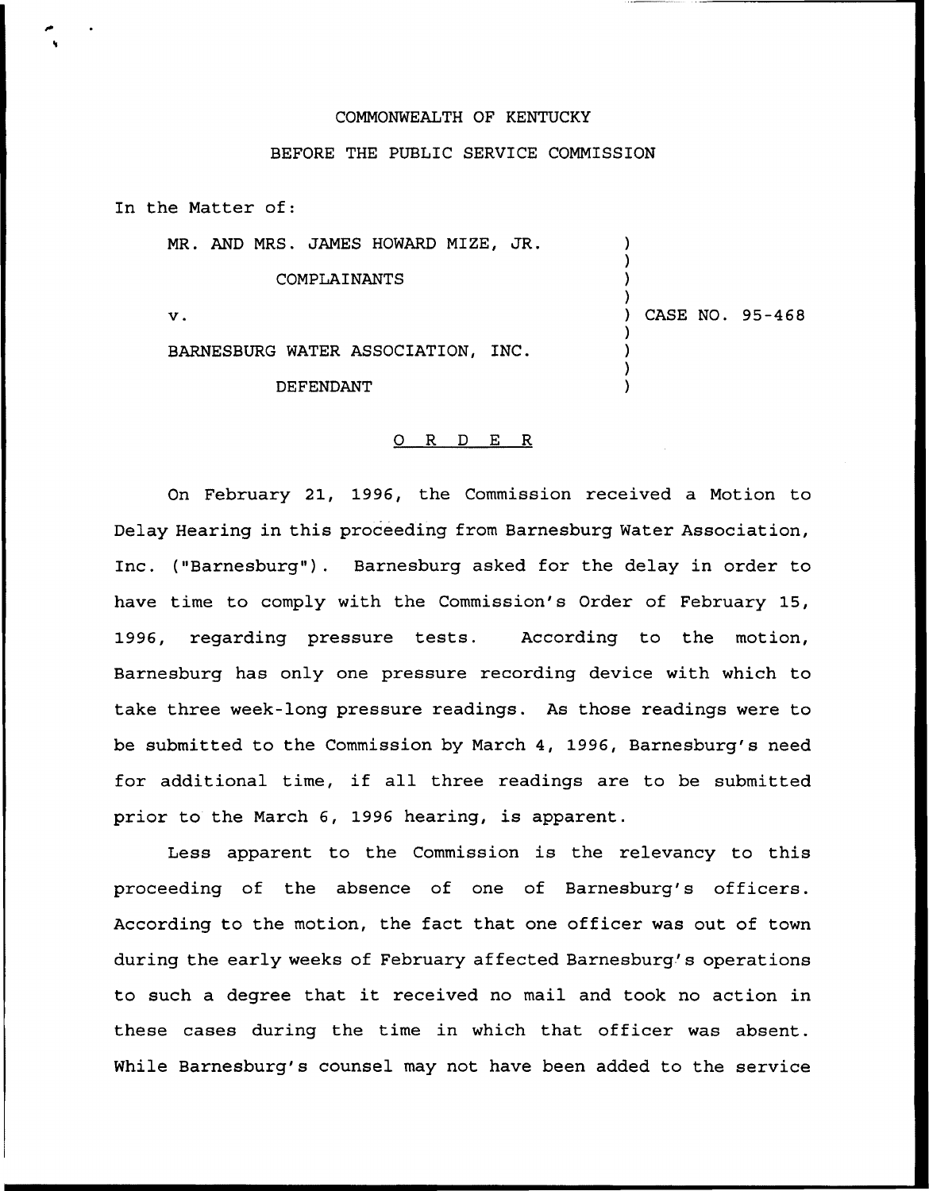COMMONWEALTH OF KENTUCKY

BEFORE THE PUBLIC SERVICE COMMISSION

In the Matter of:

| | | |
|---|---|---|
| MR. AND MRS. JAMES HOWARD MIZE, JR. | ) | |
| COMPLAINANTS | ) | |
| v. | ) | CASE NO. 95-468 |
| BARNESBURG WATER ASSOCIATION, INC. | ) | |
| DEFENDANT | ) | |

## O R D E R

On February 21, 1996, the Commission received a Motion to Delay Hearing in this proceeding from Barnesburg Water Association, Inc. ("Barnesburg"). Barnesburg asked for the delay in order to have time to comply with the Commission's Order of February 15, 1996, regarding pressure tests. According to the motion, Barnesburg has only one pressure recording device with which to take three week-long pressure readings. As those readings were to be submitted to the Commission by March 4, 1996, Barnesburg's need for additional time, if all three readings are to be submitted prior to the March 6, 1996 hearing, is apparent.

Less apparent to the Commission is the relevancy to this proceeding of the absence of one of Barnesburg's officers. According to the motion, the fact that one officer was out of town during the early weeks of February affected Barnesburg's operations to such a degree that it received no mail and took no action in these cases during the time in which that officer was absent. While Barnesburg's counsel may not have been added to the service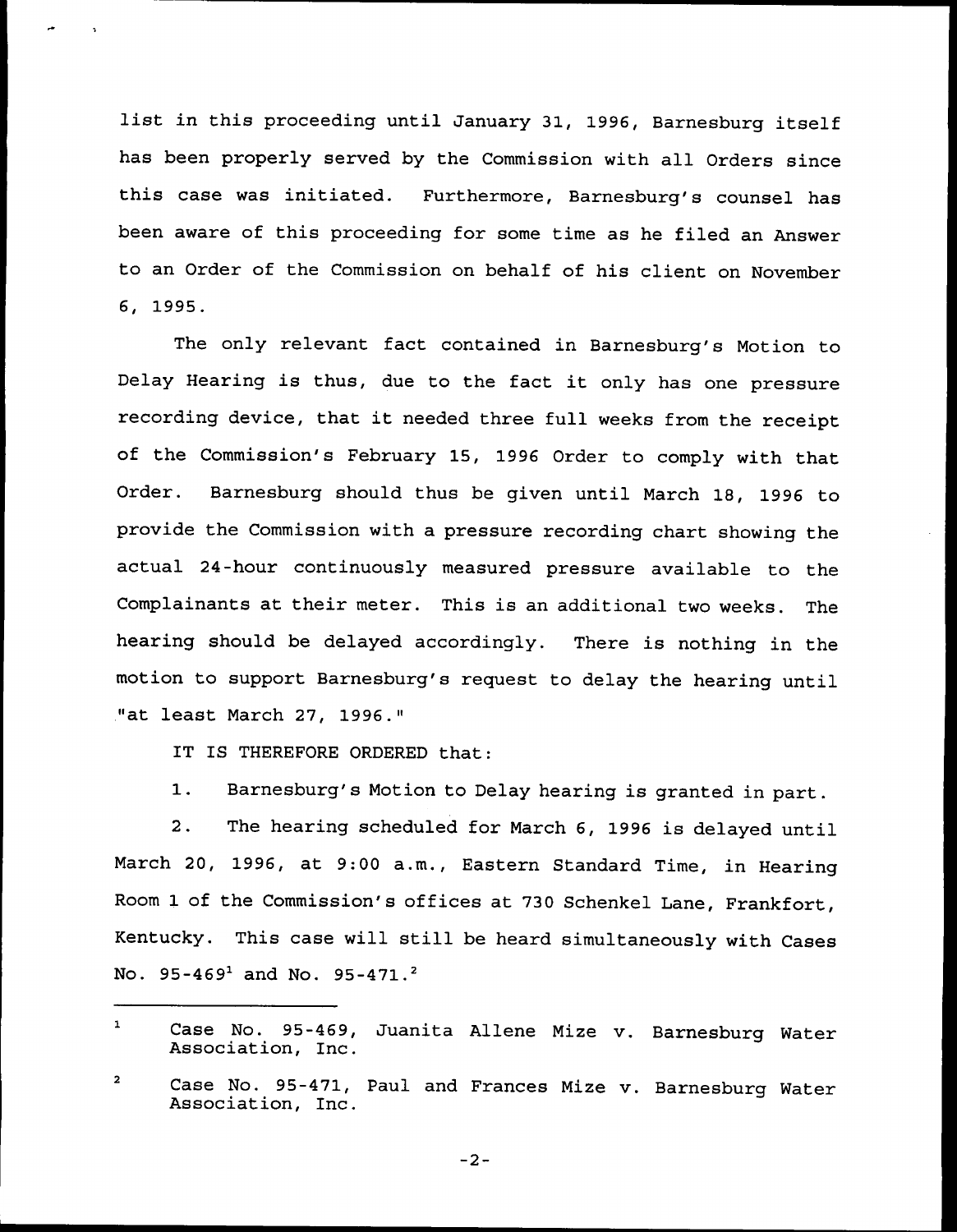list in this proceeding until January 31, 1996, Barnesburg itself has been properly served by the Commission with all Orders since this case was initiated. Furthermore, Barnesburg's counsel has been aware of this proceeding for some time as he filed an Answer to an Order of the Commission on behalf of his client on November 6, 1995.

The only relevant fact contained in Barnesburg's Motion to Delay Hearing is thus, due to the fact it only has one pressure recording device, that it needed three full weeks from the receipt of the Commission's February 15, 1996 Order to comply with that Order. Barnesburg should thus be given until March 18, 1996 to provide the Commission with a pressure recording chart showing the actual 24-hour continuously measured pressure available to the Complainants at their meter. This is an additional two weeks. The hearing should be delayed accordingly. There is nothing in the motion to support Barnesburg's request to delay the hearing until "at least March 27, 1996."

IT IS THEREFORE ORDERED that:

1. Barnesburg's Motion to Delay hearing is granted in part.

2. The hearing scheduled for March 6, 1996 is delayed until March 20, 1996, at 9:00 a.m., Eastern Standard Time, in Hearing Room 1 of the Commission's offices at 730 Schenkel Lane, Frankfort, Kentucky. This case will still be heard simultaneously with Cases No. 95-469[1] and No. 95-471.[2]

---

[1] Case No. 95-469, Juanita Allene Mize v. Barnesburg Water Association, Inc.

[2] Case No. 95-471, Paul and Frances Mize v. Barnesburg Water Association, Inc.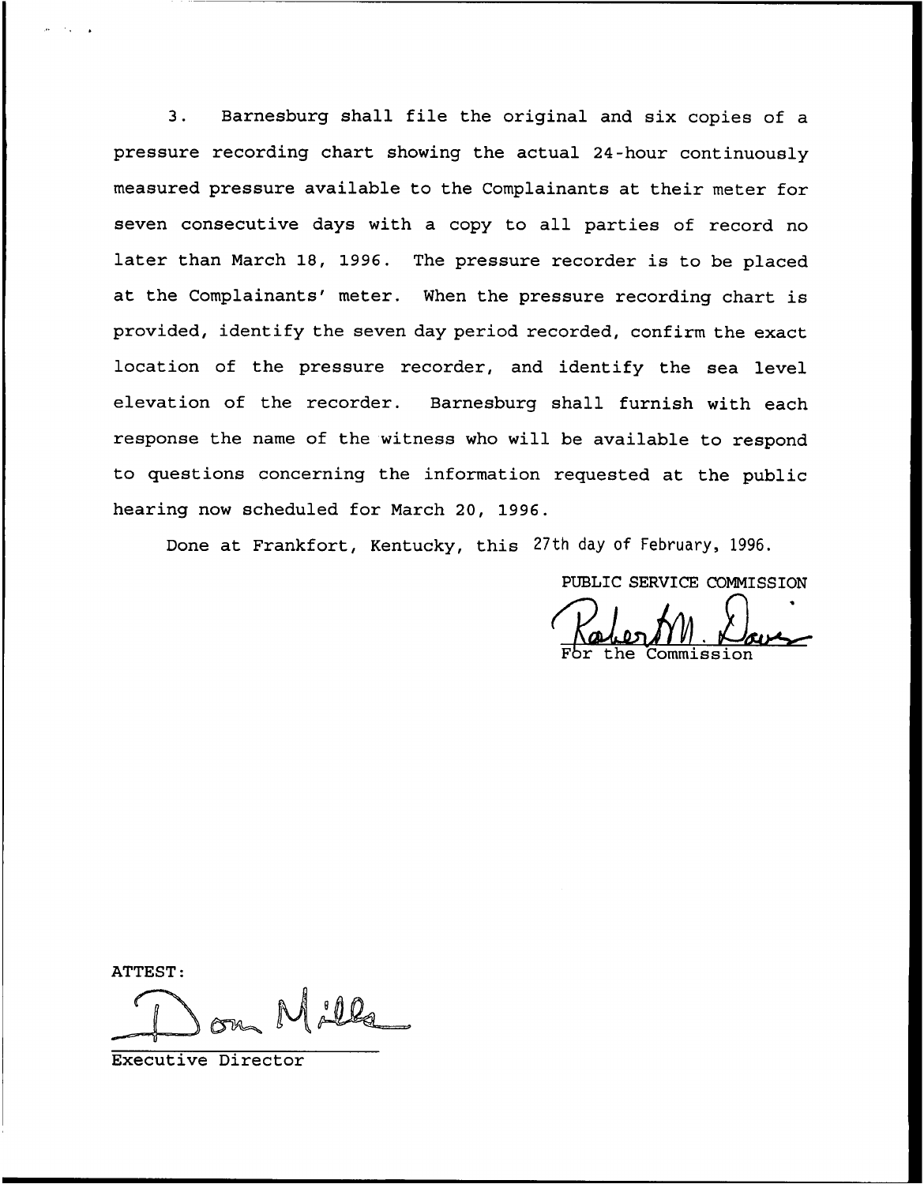3. Barnesburg shall file the original and six copies of a pressure recording chart showing the actual 24-hour continuously measured pressure available to the Complainants at their meter for seven consecutive days with a copy to all parties of record no later than March 18, 1996. The pressure recorder is to be placed at the Complainants' meter. When the pressure recording chart is provided, identify the seven day period recorded, confirm the exact location of the pressure recorder, and identify the sea level elevation of the recorder. Barnesburg shall furnish with each response the name of the witness who will be available to respond to questions concerning the information requested at the public hearing now scheduled for March 20, 1996.

Done at Frankfort, Kentucky, this 27th day of February, 1996.

PUBLIC SERVICE COMMISSION

For the Commission

ATTEST:

Executive Director